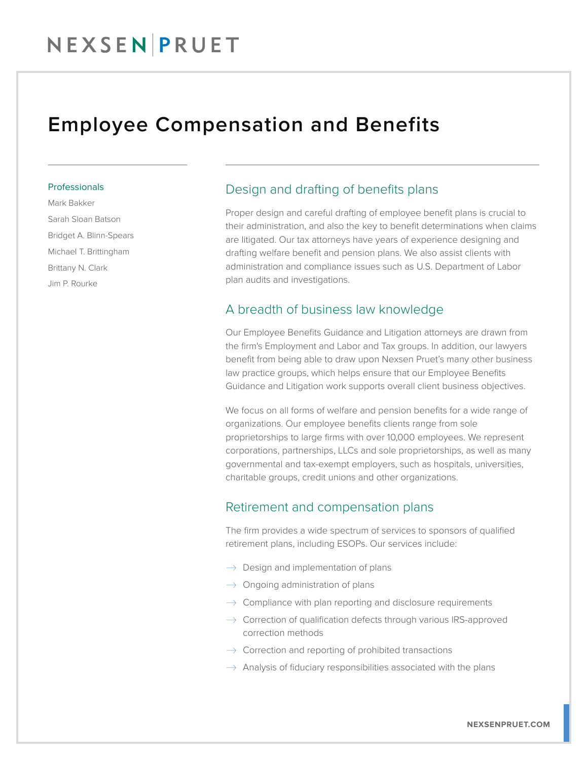# Employee Compensation and Benefits

**Professionals**

Mark Bakker
Sarah Sloan Batson
Bridget A. Blinn-Spears
Michael T. Brittingham
Brittany N. Clark
Jim P. Rourke

## Design and drafting of benefits plans

Proper design and careful drafting of employee benefit plans is crucial to their administration, and also the key to benefit determinations when claims are litigated. Our tax attorneys have years of experience designing and drafting welfare benefit and pension plans. We also assist clients with administration and compliance issues such as U.S. Department of Labor plan audits and investigations.

## A breadth of business law knowledge

Our Employee Benefits Guidance and Litigation attorneys are drawn from the firm's Employment and Labor and Tax groups. In addition, our lawyers benefit from being able to draw upon Nexsen Pruet's many other business law practice groups, which helps ensure that our Employee Benefits Guidance and Litigation work supports overall client business objectives.

We focus on all forms of welfare and pension benefits for a wide range of organizations. Our employee benefits clients range from sole proprietorships to large firms with over 10,000 employees. We represent corporations, partnerships, LLCs and sole proprietorships, as well as many governmental and tax-exempt employers, such as hospitals, universities, charitable groups, credit unions and other organizations.

## Retirement and compensation plans

The firm provides a wide spectrum of services to sponsors of qualified retirement plans, including ESOPs. Our services include:

- Design and implementation of plans
- Ongoing administration of plans
- Compliance with plan reporting and disclosure requirements
- Correction of qualification defects through various IRS-approved correction methods
- Correction and reporting of prohibited transactions
- Analysis of fiduciary responsibilities associated with the plans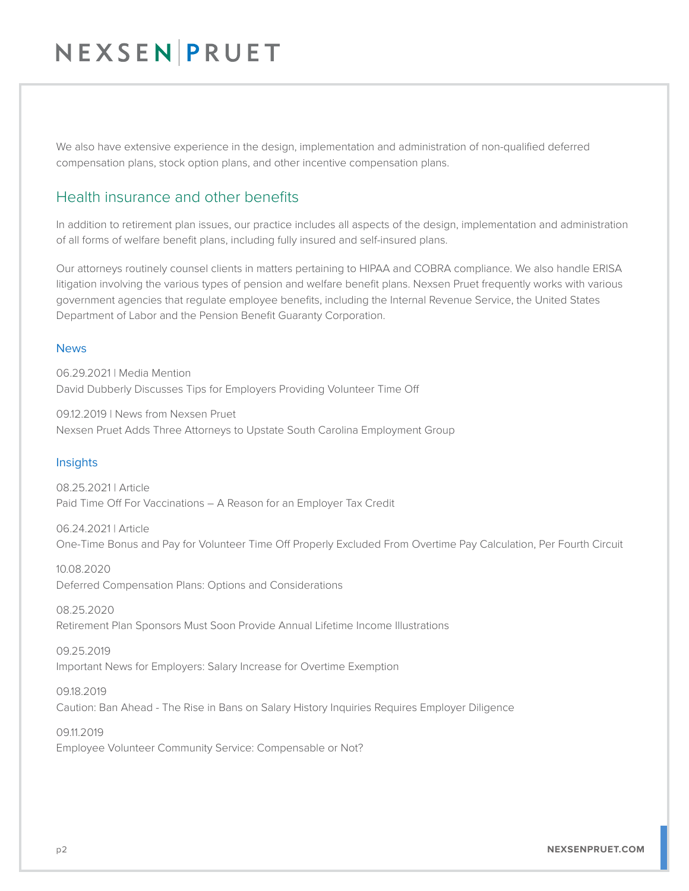We also have extensive experience in the design, implementation and administration of non-qualified deferred compensation plans, stock option plans, and other incentive compensation plans.

## Health insurance and other benefits

In addition to retirement plan issues, our practice includes all aspects of the design, implementation and administration of all forms of welfare benefit plans, including fully insured and self-insured plans.

Our attorneys routinely counsel clients in matters pertaining to HIPAA and COBRA compliance. We also handle ERISA litigation involving the various types of pension and welfare benefit plans. Nexsen Pruet frequently works with various government agencies that regulate employee benefits, including the Internal Revenue Service, the United States Department of Labor and the Pension Benefit Guaranty Corporation.

### News

06.29.2021 | Media Mention
David Dubberly Discusses Tips for Employers Providing Volunteer Time Off

09.12.2019 | News from Nexsen Pruet
Nexsen Pruet Adds Three Attorneys to Upstate South Carolina Employment Group

### Insights

08.25.2021 | Article
Paid Time Off For Vaccinations – A Reason for an Employer Tax Credit

06.24.2021 | Article
One-Time Bonus and Pay for Volunteer Time Off Properly Excluded From Overtime Pay Calculation, Per Fourth Circuit

10.08.2020
Deferred Compensation Plans: Options and Considerations

08.25.2020
Retirement Plan Sponsors Must Soon Provide Annual Lifetime Income Illustrations

09.25.2019
Important News for Employers: Salary Increase for Overtime Exemption

09.18.2019
Caution: Ban Ahead - The Rise in Bans on Salary History Inquiries Requires Employer Diligence

09.11.2019
Employee Volunteer Community Service: Compensable or Not?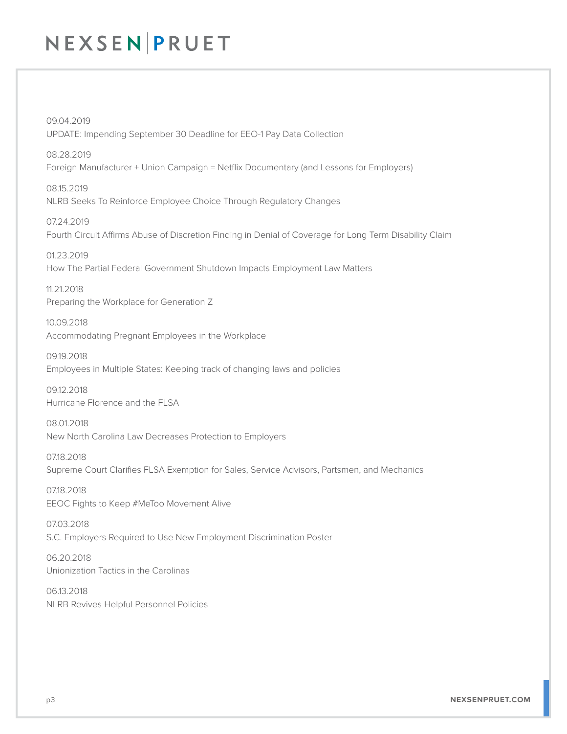09.04.2019
UPDATE: Impending September 30 Deadline for EEO-1 Pay Data Collection

08.28.2019
Foreign Manufacturer + Union Campaign = Netflix Documentary (and Lessons for Employers)

08.15.2019
NLRB Seeks To Reinforce Employee Choice Through Regulatory Changes

07.24.2019
Fourth Circuit Affirms Abuse of Discretion Finding in Denial of Coverage for Long Term Disability Claim

01.23.2019
How The Partial Federal Government Shutdown Impacts Employment Law Matters

11.21.2018
Preparing the Workplace for Generation Z

10.09.2018
Accommodating Pregnant Employees in the Workplace

09.19.2018
Employees in Multiple States: Keeping track of changing laws and policies

09.12.2018
Hurricane Florence and the FLSA

08.01.2018
New North Carolina Law Decreases Protection to Employers

07.18.2018
Supreme Court Clarifies FLSA Exemption for Sales, Service Advisors, Partsmen, and Mechanics

07.18.2018
EEOC Fights to Keep #MeToo Movement Alive

07.03.2018
S.C. Employers Required to Use New Employment Discrimination Poster

06.20.2018
Unionization Tactics in the Carolinas

06.13.2018
NLRB Revives Helpful Personnel Policies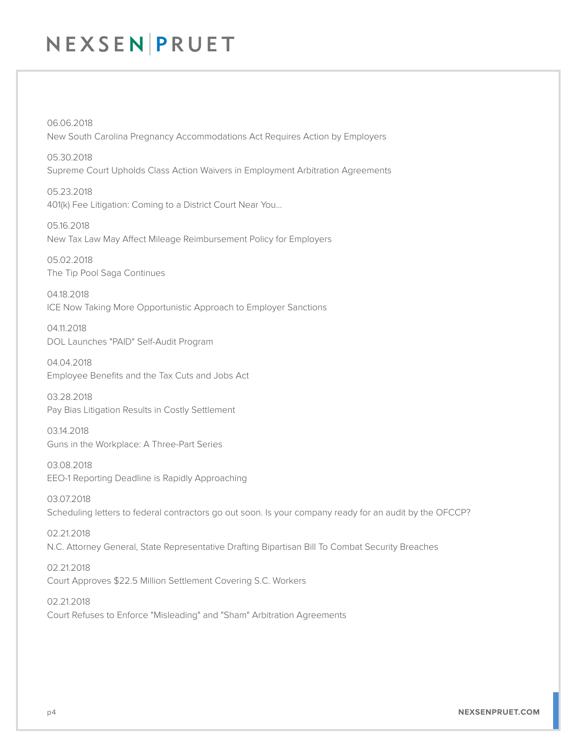06.06.2018
New South Carolina Pregnancy Accommodations Act Requires Action by Employers

05.30.2018
Supreme Court Upholds Class Action Waivers in Employment Arbitration Agreements

05.23.2018
401(k) Fee Litigation: Coming to a District Court Near You...

05.16.2018
New Tax Law May Affect Mileage Reimbursement Policy for Employers

05.02.2018
The Tip Pool Saga Continues

04.18.2018
ICE Now Taking More Opportunistic Approach to Employer Sanctions

04.11.2018
DOL Launches "PAID" Self-Audit Program

04.04.2018
Employee Benefits and the Tax Cuts and Jobs Act

03.28.2018
Pay Bias Litigation Results in Costly Settlement

03.14.2018
Guns in the Workplace: A Three-Part Series

03.08.2018
EEO-1 Reporting Deadline is Rapidly Approaching

03.07.2018
Scheduling letters to federal contractors go out soon. Is your company ready for an audit by the OFCCP?

02.21.2018
N.C. Attorney General, State Representative Drafting Bipartisan Bill To Combat Security Breaches

02.21.2018
Court Approves $22.5 Million Settlement Covering S.C. Workers

02.21.2018
Court Refuses to Enforce "Misleading" and "Sham" Arbitration Agreements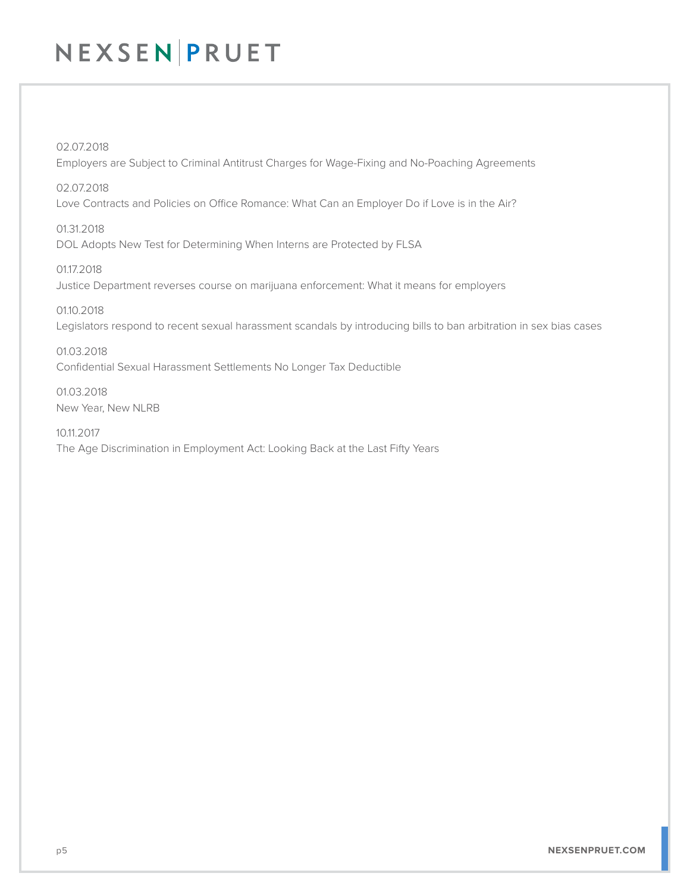02.07.2018
Employers are Subject to Criminal Antitrust Charges for Wage-Fixing and No-Poaching Agreements

02.07.2018
Love Contracts and Policies on Office Romance: What Can an Employer Do if Love is in the Air?

01.31.2018
DOL Adopts New Test for Determining When Interns are Protected by FLSA

01.17.2018
Justice Department reverses course on marijuana enforcement: What it means for employers

01.10.2018
Legislators respond to recent sexual harassment scandals by introducing bills to ban arbitration in sex bias cases

01.03.2018
Confidential Sexual Harassment Settlements No Longer Tax Deductible

01.03.2018
New Year, New NLRB

10.11.2017
The Age Discrimination in Employment Act: Looking Back at the Last Fifty Years